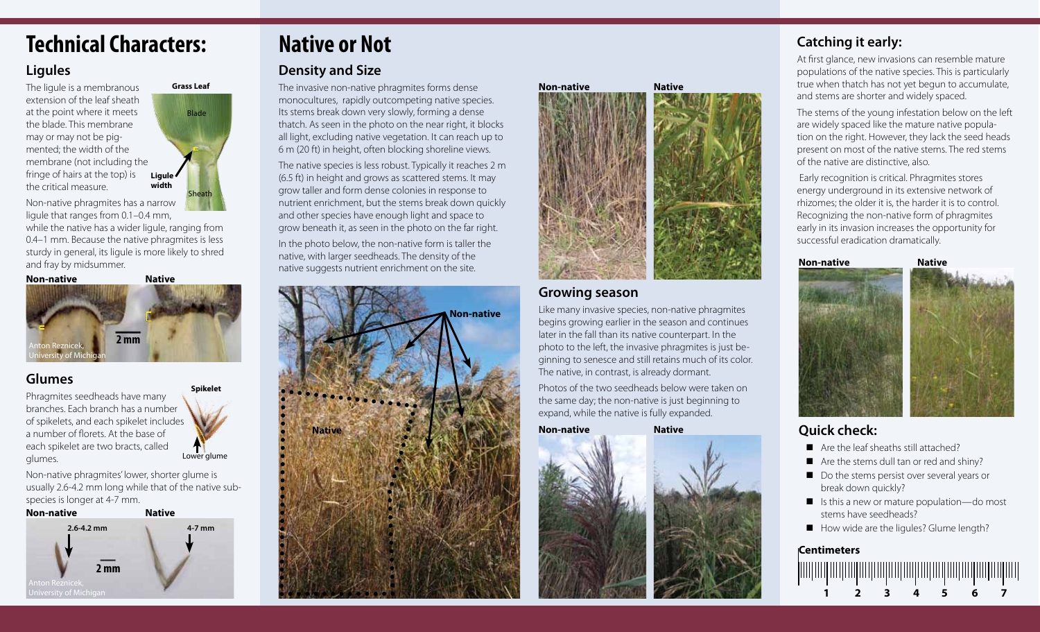# Technical Characters:

## Ligules

The ligule is a membranous extension of the leaf sheath at the point where it meets the blade. This membrane may or may not be pigmented; the width of the membrane (not including the fringe of hairs at the top) is the critical measure.

Grass Leaf

Blade

Ligule width

Sheath

Non-native phragmites has a narrow ligule that ranges from 0.1–0.4 mm, while the native has a wider ligule, ranging from 0.4–1 mm. Because the native phragmites is less sturdy in general, its ligule is more likely to shred and fray by midsummer.

**Non-native** **Native**

2 mm

Anton Reznicek, University of Michigan

## Glumes

Phragmites seedheads have many branches. Each branch has a number of spikelets, and each spikelet includes a number of florets. At the base of each spikelet are two bracts, called glumes.

Spikelet

Lower glume

Non-native phragmites' lower, shorter glume is usually 2.6-4.2 mm long while that of the native subspecies is longer at 4-7 mm.

**Non-native** **Native**

2.6-4.2 mm

4-7 mm

2 mm

Anton Reznicek, University of Michigan

# Native or Not

## Density and Size

The invasive non-native phragmites forms dense monocultures, rapidly outcompeting native species. Its stems break down very slowly, forming a dense thatch. As seen in the photo on the near right, it blocks all light, excluding native vegetation. It can reach up to 6 m (20 ft) in height, often blocking shoreline views.

The native species is less robust. Typically it reaches 2 m (6.5 ft) in height and grows as scattered stems. It may grow taller and form dense colonies in response to nutrient enrichment, but the stems break down quickly and other species have enough light and space to grow beneath it, as seen in the photo on the far right.

In the photo below, the non-native form is taller the native, with larger seedheads. The density of the native suggests nutrient enrichment on the site.

Non-native

Native

**Non-native** **Native**

## Growing season

Like many invasive species, non-native phragmites begins growing earlier in the season and continues later in the fall than its native counterpart. In the photo to the left, the invasive phragmites is just beginning to senesce and still retains much of its color. The native, in contrast, is already dormant.

Photos of the two seedheads below were taken on the same day; the non-native is just beginning to expand, while the native is fully expanded.

**Non-native** **Native**

## Catching it early:

At first glance, new invasions can resemble mature populations of the native species. This is particularly true when thatch has not yet begun to accumulate, and stems are shorter and widely spaced.

The stems of the young infestation below on the left are widely spaced like the mature native population on the right. However, they lack the seed heads present on most of the native stems. The red stems of the native are distinctive, also.

Early recognition is critical. Phragmites stores energy underground in its extensive network of rhizomes; the older it is, the harder it is to control. Recognizing the non-native form of phragmites early in its invasion increases the opportunity for successful eradication dramatically.

**Non-native** **Native**

## Quick check:

- Are the leaf sheaths still attached?
- Are the stems dull tan or red and shiny?
- Do the stems persist over several years or break down quickly?
- Is this a new or mature population—do most stems have seedheads?
- How wide are the ligules? Glume length?

**Centimeters**

1 2 3 4 5 6 7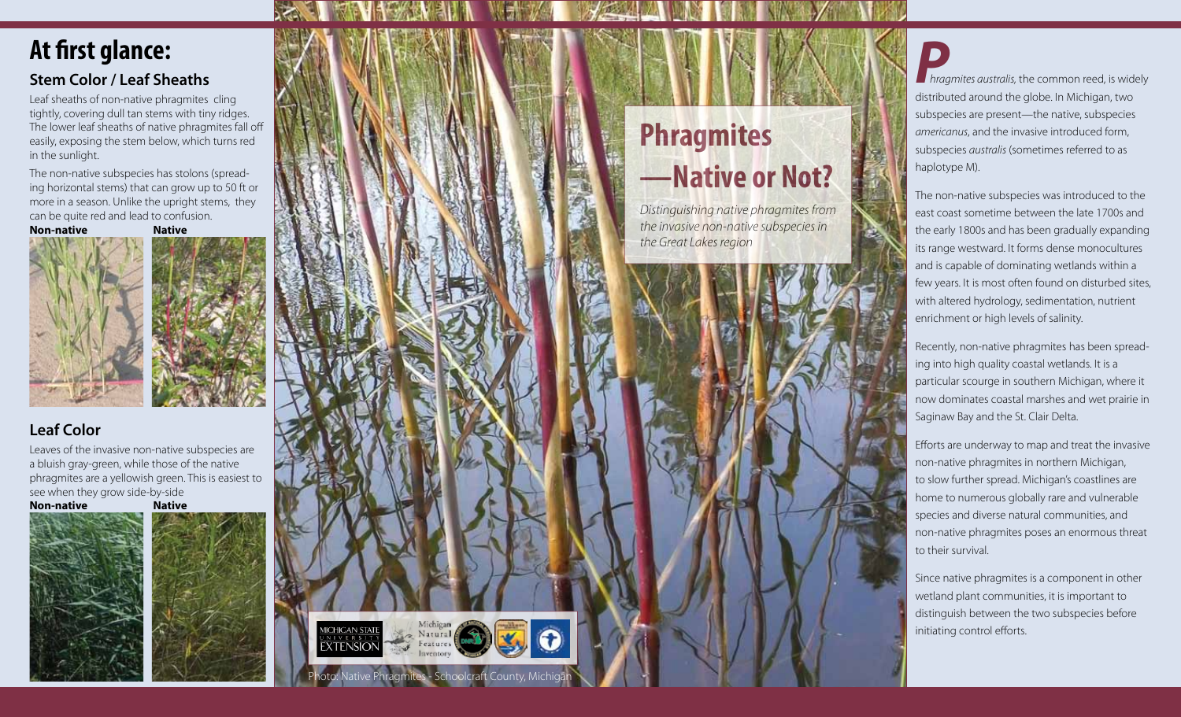# At first glance:

## Stem Color / Leaf Sheaths

Leaf sheaths of non-native phragmites cling tightly, covering dull tan stems with tiny ridges. The lower leaf sheaths of native phragmites fall off easily, exposing the stem below, which turns red in the sunlight.

The non-native subspecies has stolons (spreading horizontal stems) that can grow up to 50 ft or more in a season. Unlike the upright stems, they can be quite red and lead to confusion.

**Non-native** **Native**

## Leaf Color

Leaves of the invasive non-native subspecies are a bluish gray-green, while those of the native phragmites are a yellowish green. This is easiest to see when they grow side-by-side

**Non-native** **Native**

# Phragmites —Native or Not?

*Distinguishing native phragmites from the invasive non-native subspecies in the Great Lakes region*

Photo: Native Phragmites - Schoolcraft County, Michigan

MICHIGAN STATE UNIVERSITY EXTENSION

Michigan Natural Features Inventory

*Phragmites australis,* the common reed, is widely distributed around the globe. In Michigan, two subspecies are present—the native, subspecies *americanus*, and the invasive introduced form, subspecies *australis* (sometimes referred to as haplotype M).

The non-native subspecies was introduced to the east coast sometime between the late 1700s and the early 1800s and has been gradually expanding its range westward. It forms dense monocultures and is capable of dominating wetlands within a few years. It is most often found on disturbed sites, with altered hydrology, sedimentation, nutrient enrichment or high levels of salinity.

Recently, non-native phragmites has been spreading into high quality coastal wetlands. It is a particular scourge in southern Michigan, where it now dominates coastal marshes and wet prairie in Saginaw Bay and the St. Clair Delta.

Efforts are underway to map and treat the invasive non-native phragmites in northern Michigan, to slow further spread. Michigan's coastlines are home to numerous globally rare and vulnerable species and diverse natural communities, and non-native phragmites poses an enormous threat to their survival.

Since native phragmites is a component in other wetland plant communities, it is important to distinguish between the two subspecies before initiating control efforts.